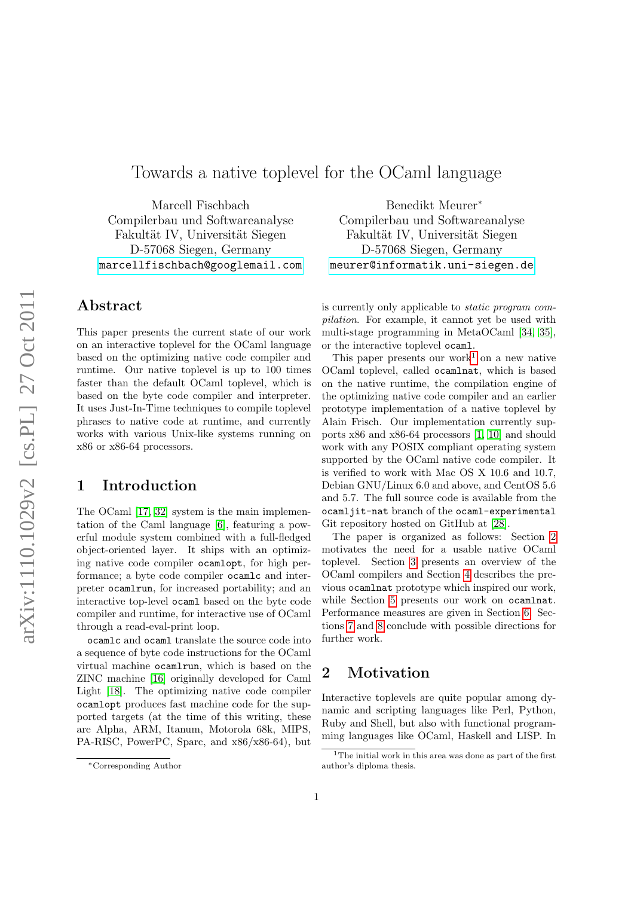# Towards a native toplevel for the OCaml language

Marcell Fischbach
Compilerbau und Softwareanalyse
Fakultät IV, Universität Siegen
D-57068 Siegen, Germany
marcellfischbach@googlemail.com

Benedikt Meurer*
Compilerbau und Softwareanalyse
Fakultät IV, Universität Siegen
D-57068 Siegen, Germany
meurer@informatik.uni-siegen.de

## Abstract

This paper presents the current state of our work on an interactive toplevel for the OCaml language based on the optimizing native code compiler and runtime. Our native toplevel is up to 100 times faster than the default OCaml toplevel, which is based on the byte code compiler and interpreter. It uses Just-In-Time techniques to compile toplevel phrases to native code at runtime, and currently works with various Unix-like systems running on x86 or x86-64 processors.

## 1 Introduction

The OCaml [17, 32] system is the main implementation of the Caml language [6], featuring a powerful module system combined with a full-fledged object-oriented layer. It ships with an optimizing native code compiler `ocamlopt`, for high performance; a byte code compiler `ocamlc` and interpreter `ocamlrun`, for increased portability; and an interactive top-level `ocaml` based on the byte code compiler and runtime, for interactive use of OCaml through a read-eval-print loop.

`ocamlc` and `ocaml` translate the source code into a sequence of byte code instructions for the OCaml virtual machine `ocamlrun`, which is based on the ZINC machine [16] originally developed for Caml Light [18]. The optimizing native code compiler `ocamlopt` produces fast machine code for the supported targets (at the time of this writing, these are Alpha, ARM, Itanum, Motorola 68k, MIPS, PA-RISC, PowerPC, Sparc, and x86/x86-64), but is currently only applicable to *static program compilation*. For example, it cannot yet be used with multi-stage programming in MetaOCaml [34, 35], or the interactive toplevel `ocaml`.

This paper presents our work[1] on a new native OCaml toplevel, called `ocamlnat`, which is based on the native runtime, the compilation engine of the optimizing native code compiler and an earlier prototype implementation of a native toplevel by Alain Frisch. Our implementation currently supports x86 and x86-64 processors [1, 10] and should work with any POSIX compliant operating system supported by the OCaml native code compiler. It is verified to work with Mac OS X 10.6 and 10.7, Debian GNU/Linux 6.0 and above, and CentOS 5.6 and 5.7. The full source code is available from the `ocamljit-nat` branch of the `ocaml-experimental` Git repository hosted on GitHub at [28].

The paper is organized as follows: Section 2 motivates the need for a usable native OCaml toplevel. Section 3 presents an overview of the OCaml compilers and Section 4 describes the previous `ocamlnat` prototype which inspired our work, while Section 5 presents our work on `ocamlnat`. Performance measures are given in Section 6. Sections 7 and 8 conclude with possible directions for further work.

## 2 Motivation

Interactive toplevels are quite popular among dynamic and scripting languages like Perl, Python, Ruby and Shell, but also with functional programming languages like OCaml, Haskell and LISP. In

*Corresponding Author

[1] The initial work in this area was done as part of the first author's diploma thesis.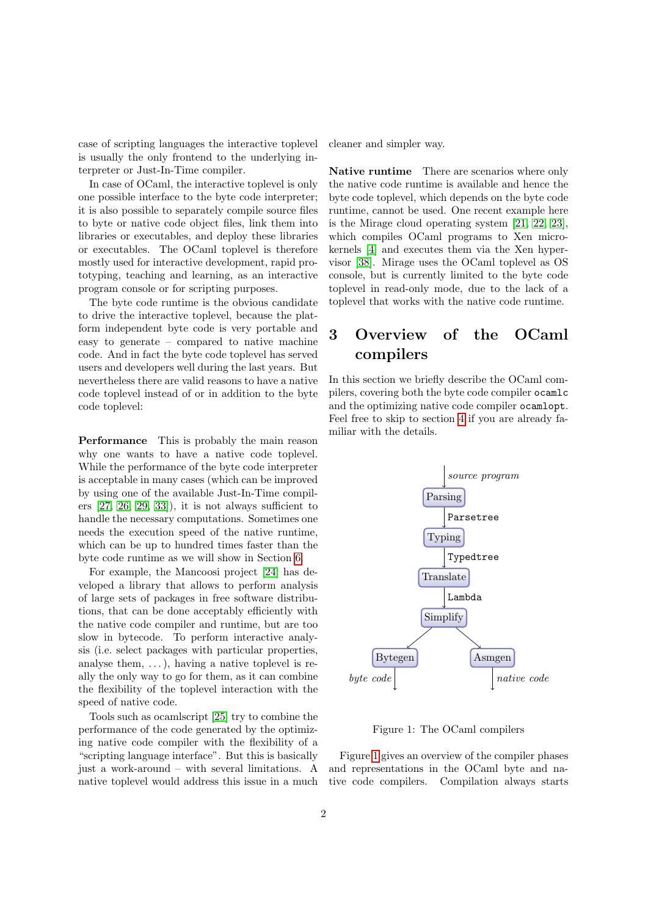case of scripting languages the interactive toplevel is usually the only frontend to the underlying interpreter or Just-In-Time compiler.

In case of OCaml, the interactive toplevel is only one possible interface to the byte code interpreter; it is also possible to separately compile source files to byte or native code object files, link them into libraries or executables, and deploy these libraries or executables. The OCaml toplevel is therefore mostly used for interactive development, rapid prototyping, teaching and learning, as an interactive program console or for scripting purposes.

The byte code runtime is the obvious candidate to drive the interactive toplevel, because the platform independent byte code is very portable and easy to generate – compared to native machine code. And in fact the byte code toplevel has served users and developers well during the last years. But nevertheless there are valid reasons to have a native code toplevel instead of or in addition to the byte code toplevel:

**Performance** This is probably the main reason why one wants to have a native code toplevel. While the performance of the byte code interpreter is acceptable in many cases (which can be improved by using one of the available Just-In-Time compilers [27, 26, 29, 33]), it is not always sufficient to handle the necessary computations. Sometimes one needs the execution speed of the native runtime, which can be up to hundred times faster than the byte code runtime as we will show in Section 6.

For example, the Mancoosi project [24] has developed a library that allows to perform analysis of large sets of packages in free software distributions, that can be done acceptably efficiently with the native code compiler and runtime, but are too slow in bytecode. To perform interactive analysis (i.e. select packages with particular properties, analyse them, ...), having a native toplevel is really the only way to go for them, as it can combine the flexibility of the toplevel interaction with the speed of native code.

Tools such as ocamlscript [25] try to combine the performance of the code generated by the optimizing native code compiler with the flexibility of a "scripting language interface". But this is basically just a work-around – with several limitations. A native toplevel would address this issue in a much cleaner and simpler way.

**Native runtime** There are scenarios where only the native code runtime is available and hence the byte code toplevel, which depends on the byte code runtime, cannot be used. One recent example here is the Mirage cloud operating system [21, 22, 23], which compiles OCaml programs to Xen microkernels [4] and executes them via the Xen hypervisor [38]. Mirage uses the OCaml toplevel as OS console, but is currently limited to the byte code toplevel in read-only mode, due to the lack of a toplevel that works with the native code runtime.

# 3 Overview of the OCaml compilers

In this section we briefly describe the OCaml compilers, covering both the byte code compiler `ocamlc` and the optimizing native code compiler `ocamlopt`. Feel free to skip to section 4 if you are already familiar with the details.

```
        | source program
        v
     Parsing
        | Parsetree
        v
     Typing
        | Typedtree
        v
    Translate
        | Lambda
        v
    Simplify
     /      \
 Bytegen   Asmgen
    |         |
byte code  native code
```

Figure 1: The OCaml compilers

Figure 1 gives an overview of the compiler phases and representations in the OCaml byte and native code compilers. Compilation always starts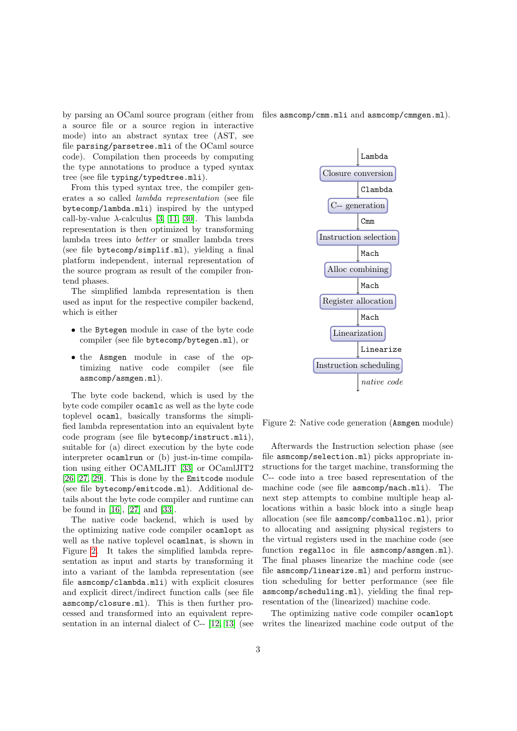by parsing an OCaml source program (either from a source file or a source region in interactive mode) into an abstract syntax tree (AST, see file `parsing/parsetree.mli` of the OCaml source code). Compilation then proceeds by computing the type annotations to produce a typed syntax tree (see file `typing/typedtree.mli`).

From this typed syntax tree, the compiler generates a so called *lambda representation* (see file `bytecomp/lambda.mli`) inspired by the untyped call-by-value λ-calculus [3, 11, 30]. This lambda representation is then optimized by transforming lambda trees into *better* or smaller lambda trees (see file `bytecomp/simplif.ml`), yielding a final platform independent, internal representation of the source program as result of the compiler frontend phases.

The simplified lambda representation is then used as input for the respective compiler backend, which is either

- the `Bytegen` module in case of the byte code compiler (see file `bytecomp/bytegen.ml`), or
- the `Asmgen` module in case of the optimizing native code compiler (see file `asmcomp/asmgen.ml`).

The byte code backend, which is used by the byte code compiler `ocamlc` as well as the byte code toplevel `ocaml`, basically transforms the simplified lambda representation into an equivalent byte code program (see file `bytecomp/instruct.mli`), suitable for (a) direct execution by the byte code interpreter `ocamlrun` or (b) just-in-time compilation using either OCAMLJIT [33] or OCamlJIT2 [26, 27, 29]. This is done by the `Emitcode` module (see file `bytecomp/emitcode.ml`). Additional details about the byte code compiler and runtime can be found in [16], [27] and [33].

The native code backend, which is used by the optimizing native code compiler `ocamlopt` as well as the native toplevel `ocamlnat`, is shown in Figure 2. It takes the simplified lambda representation as input and starts by transforming it into a variant of the lambda representation (see file `asmcomp/clambda.mli`) with explicit closures and explicit direct/indirect function calls (see file `asmcomp/closure.ml`). This is then further processed and transformed into an equivalent representation in an internal dialect of C-- [12, 13] (see files `asmcomp/cmm.mli` and `asmcomp/cmmgen.ml`).

```
        | Lambda
  [Closure conversion]
        | Clambda
    [C-- generation]
        | Cmm
 [Instruction selection]
        | Mach
   [Alloc combining]
        | Mach
  [Register allocation]
        | Mach
    [Linearization]
        | Linearize
 [Instruction scheduling]
        | native code
        v
```

Figure 2: Native code generation (`Asmgen` module)

Afterwards the Instruction selection phase (see file `asmcomp/selection.ml`) picks appropriate instructions for the target machine, transforming the C-- code into a tree based representation of the machine code (see file `asmcomp/mach.mli`). The next step attempts to combine multiple heap allocations within a basic block into a single heap allocation (see file `asmcomp/comballoc.ml`), prior to allocating and assigning physical registers to the virtual registers used in the machine code (see function `regalloc` in file `asmcomp/asmgen.ml`). The final phases linearize the machine code (see file `asmcomp/linearize.ml`) and perform instruction scheduling for better performance (see file `asmcomp/scheduling.ml`), yielding the final representation of the (linearized) machine code.

The optimizing native code compiler `ocamlopt` writes the linearized machine code output of the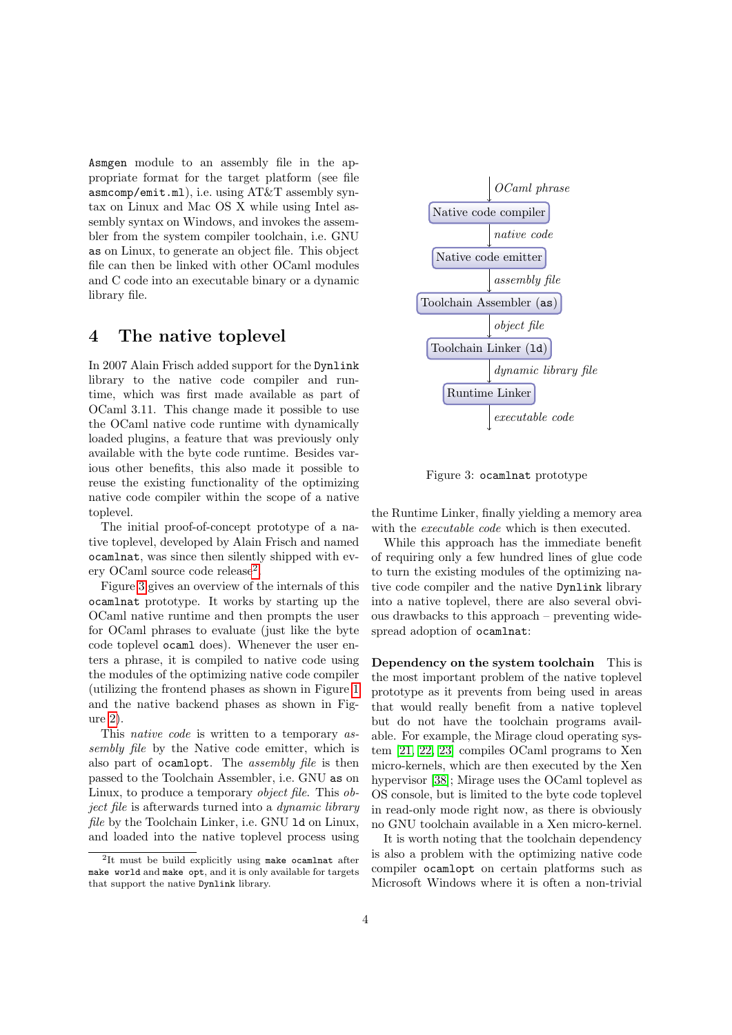Asmgen module to an assembly file in the appropriate format for the target platform (see file asmcomp/emit.ml), i.e. using AT&T assembly syntax on Linux and Mac OS X while using Intel assembly syntax on Windows, and invokes the assembler from the system compiler toolchain, i.e. GNU as on Linux, to generate an object file. This object file can then be linked with other OCaml modules and C code into an executable binary or a dynamic library file.

## 4 The native toplevel

In 2007 Alain Frisch added support for the Dynlink library to the native code compiler and runtime, which was first made available as part of OCaml 3.11. This change made it possible to use the OCaml native code runtime with dynamically loaded plugins, a feature that was previously only available with the byte code runtime. Besides various other benefits, this also made it possible to reuse the existing functionality of the optimizing native code compiler within the scope of a native toplevel.

The initial proof-of-concept prototype of a native toplevel, developed by Alain Frisch and named ocamlnat, was since then silently shipped with every OCaml source code release[2].

Figure 3 gives an overview of the internals of this ocamlnat prototype. It works by starting up the OCaml native runtime and then prompts the user for OCaml phrases to evaluate (just like the byte code toplevel ocaml does). Whenever the user enters a phrase, it is compiled to native code using the modules of the optimizing native code compiler (utilizing the frontend phases as shown in Figure 1 and the native backend phases as shown in Figure 2).

This *native code* is written to a temporary *assembly file* by the Native code emitter, which is also part of ocamlopt. The *assembly file* is then passed to the Toolchain Assembler, i.e. GNU as on Linux, to produce a temporary *object file*. This *object file* is afterwards turned into a *dynamic library file* by the Toolchain Linker, i.e. GNU ld on Linux, and loaded into the native toplevel process using the Runtime Linker, finally yielding a memory area with the *executable code* which is then executed.

*OCaml phrase* → Native code compiler → *native code* → Native code emitter → *assembly file* → Toolchain Assembler (as) → *object file* → Toolchain Linker (ld) → *dynamic library file* → Runtime Linker → *executable code*

Figure 3: ocamlnat prototype

While this approach has the immediate benefit of requiring only a few hundred lines of glue code to turn the existing modules of the optimizing native code compiler and the native Dynlink library into a native toplevel, there are also several obvious drawbacks to this approach – preventing widespread adoption of ocamlnat:

**Dependency on the system toolchain** This is the most important problem of the native toplevel prototype as it prevents from being used in areas that would really benefit from a native toplevel but do not have the toolchain programs available. For example, the Mirage cloud operating system [21, 22, 23] compiles OCaml programs to Xen micro-kernels, which are then executed by the Xen hypervisor [38]; Mirage uses the OCaml toplevel as OS console, but is limited to the byte code toplevel in read-only mode right now, as there is obviously no GNU toolchain available in a Xen micro-kernel.

It is worth noting that the toolchain dependency is also a problem with the optimizing native code compiler ocamlopt on certain platforms such as Microsoft Windows where it is often a non-trivial

[2] It must be build explicitly using make ocamlnat after make world and make opt, and it is only available for targets that support the native Dynlink library.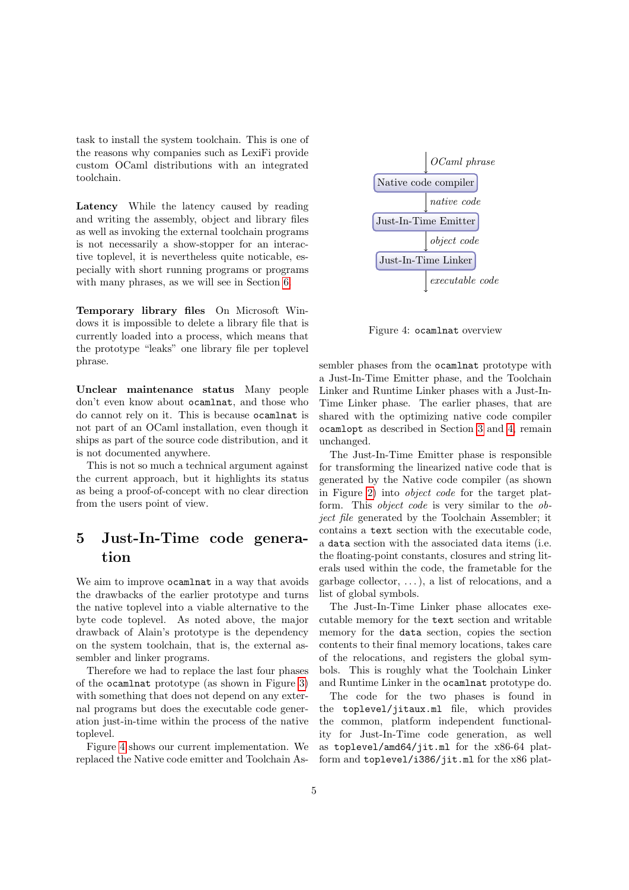task to install the system toolchain. This is one of the reasons why companies such as LexiFi provide custom OCaml distributions with an integrated toolchain.

**Latency** While the latency caused by reading and writing the assembly, object and library files as well as invoking the external toolchain programs is not necessarily a show-stopper for an interactive toplevel, it is nevertheless quite noticable, especially with short running programs or programs with many phrases, as we will see in Section 6.

**Temporary library files** On Microsoft Windows it is impossible to delete a library file that is currently loaded into a process, which means that the prototype "leaks" one library file per toplevel phrase.

**Unclear maintenance status** Many people don't even know about `ocamlnat`, and those who do cannot rely on it. This is because `ocamlnat` is not part of an OCaml installation, even though it ships as part of the source code distribution, and it is not documented anywhere.

This is not so much a technical argument against the current approach, but it highlights its status as being a proof-of-concept with no clear direction from the users point of view.

## 5 Just-In-Time code generation

We aim to improve `ocamlnat` in a way that avoids the drawbacks of the earlier prototype and turns the native toplevel into a viable alternative to the byte code toplevel. As noted above, the major drawback of Alain's prototype is the dependency on the system toolchain, that is, the external assembler and linker programs.

Therefore we had to replace the last four phases of the `ocamlnat` prototype (as shown in Figure 3) with something that does not depend on any external programs but does the executable code generation just-in-time within the process of the native toplevel.

Figure 4 shows our current implementation. We replaced the Native code emitter and Toolchain Assembler phases from the `ocamlnat` prototype with a Just-In-Time Emitter phase, and the Toolchain Linker and Runtime Linker phases with a Just-In-Time Linker phase. The earlier phases, that are shared with the optimizing native code compiler `ocamlopt` as described in Section 3 and 4, remain unchanged.

*OCaml phrase* → Native code compiler → *native code* → Just-In-Time Emitter → *object code* → Just-In-Time Linker → *executable code*

Figure 4: `ocamlnat` overview

The Just-In-Time Emitter phase is responsible for transforming the linearized native code that is generated by the Native code compiler (as shown in Figure 2) into *object code* for the target platform. This *object code* is very similar to the *object file* generated by the Toolchain Assembler; it contains a `text` section with the executable code, a `data` section with the associated data items (i.e. the floating-point constants, closures and string literals used within the code, the frametable for the garbage collector, ...), a list of relocations, and a list of global symbols.

The Just-In-Time Linker phase allocates executable memory for the `text` section and writable memory for the `data` section, copies the section contents to their final memory locations, takes care of the relocations, and registers the global symbols. This is roughly what the Toolchain Linker and Runtime Linker in the `ocamlnat` prototype do.

The code for the two phases is found in the `toplevel/jitaux.ml` file, which provides the common, platform independent functionality for Just-In-Time code generation, as well as `toplevel/amd64/jit.ml` for the x86-64 platform and `toplevel/i386/jit.ml` for the x86 plat-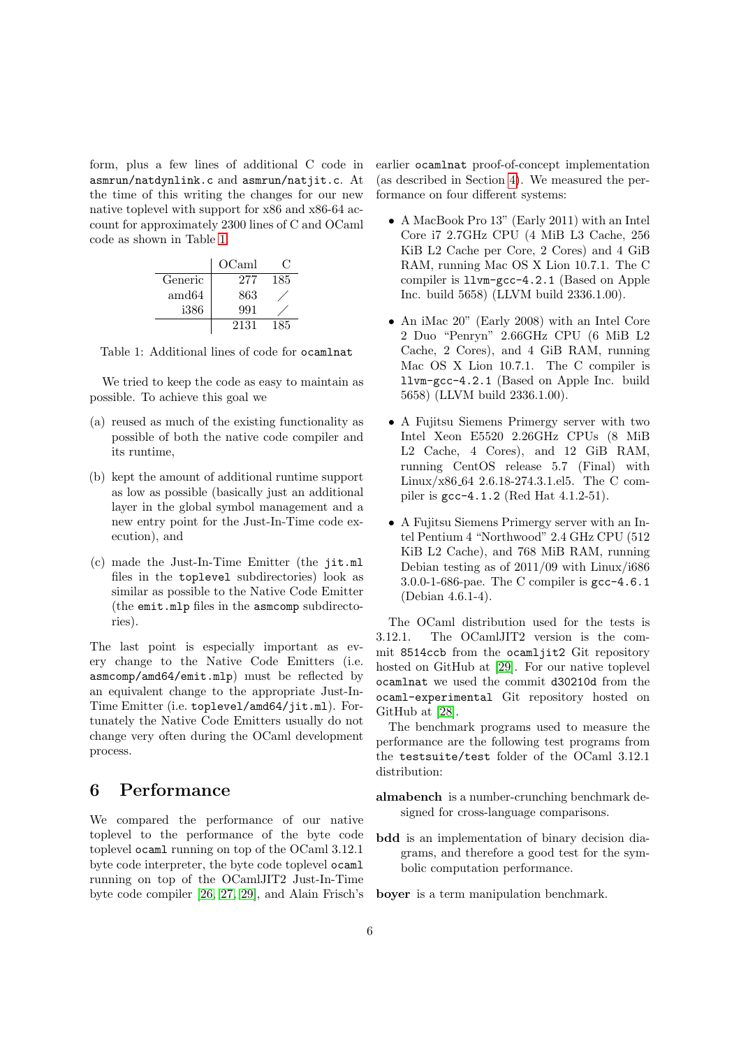form, plus a few lines of additional C code in `asmrun/natdynlink.c` and `asmrun/natjit.c`. At the time of this writing the changes for our new native toplevel with support for x86 and x86-64 account for approximately 2300 lines of C and OCaml code as shown in Table 1.

| | OCaml | C |
|---|---|---|
| Generic | 277 | 185 |
| amd64 | 863 | / |
| i386 | 991 | / |
| | 2131 | 185 |

Table 1: Additional lines of code for `ocamlnat`

We tried to keep the code as easy to maintain as possible. To achieve this goal we

(a) reused as much of the existing functionality as possible of both the native code compiler and its runtime,

(b) kept the amount of additional runtime support as low as possible (basically just an additional layer in the global symbol management and a new entry point for the Just-In-Time code execution), and

(c) made the Just-In-Time Emitter (the `jit.ml` files in the `toplevel` subdirectories) look as similar as possible to the Native Code Emitter (the `emit.mlp` files in the `asmcomp` subdirectories).

The last point is especially important as every change to the Native Code Emitters (i.e. `asmcomp/amd64/emit.mlp`) must be reflected by an equivalent change to the appropriate Just-In-Time Emitter (i.e. `toplevel/amd64/jit.ml`). Fortunately the Native Code Emitters usually do not change very often during the OCaml development process.

## 6 Performance

We compared the performance of our native toplevel to the performance of the byte code toplevel `ocaml` running on top of the OCaml 3.12.1 byte code interpreter, the byte code toplevel `ocaml` running on top of the OCamlJIT2 Just-In-Time byte code compiler [26, 27, 29], and Alain Frisch's earlier `ocamlnat` proof-of-concept implementation (as described in Section 4). We measured the performance on four different systems:

- A MacBook Pro 13" (Early 2011) with an Intel Core i7 2.7GHz CPU (4 MiB L3 Cache, 256 KiB L2 Cache per Core, 2 Cores) and 4 GiB RAM, running Mac OS X Lion 10.7.1. The C compiler is `llvm-gcc-4.2.1` (Based on Apple Inc. build 5658) (LLVM build 2336.1.00).
- An iMac 20" (Early 2008) with an Intel Core 2 Duo "Penryn" 2.66GHz CPU (6 MiB L2 Cache, 2 Cores), and 4 GiB RAM, running Mac OS X Lion 10.7.1. The C compiler is `llvm-gcc-4.2.1` (Based on Apple Inc. build 5658) (LLVM build 2336.1.00).
- A Fujitsu Siemens Primergy server with two Intel Xeon E5520 2.26GHz CPUs (8 MiB L2 Cache, 4 Cores), and 12 GiB RAM, running CentOS release 5.7 (Final) with Linux/x86_64 2.6.18-274.3.1.el5. The C compiler is `gcc-4.1.2` (Red Hat 4.1.2-51).
- A Fujitsu Siemens Primergy server with an Intel Pentium 4 "Northwood" 2.4 GHz CPU (512 KiB L2 Cache), and 768 MiB RAM, running Debian testing as of 2011/09 with Linux/i686 3.0.0-1-686-pae. The C compiler is `gcc-4.6.1` (Debian 4.6.1-4).

The OCaml distribution used for the tests is 3.12.1. The OCamlJIT2 version is the commit `8514ccb` from the `ocamljit2` Git repository hosted on GitHub at [29]. For our native toplevel `ocamlnat` we used the commit `d30210d` from the `ocaml-experimental` Git repository hosted on GitHub at [28].

The benchmark programs used to measure the performance are the following test programs from the `testsuite/test` folder of the OCaml 3.12.1 distribution:

**almabench** is a number-crunching benchmark designed for cross-language comparisons.

**bdd** is an implementation of binary decision diagrams, and therefore a good test for the symbolic computation performance.

**boyer** is a term manipulation benchmark.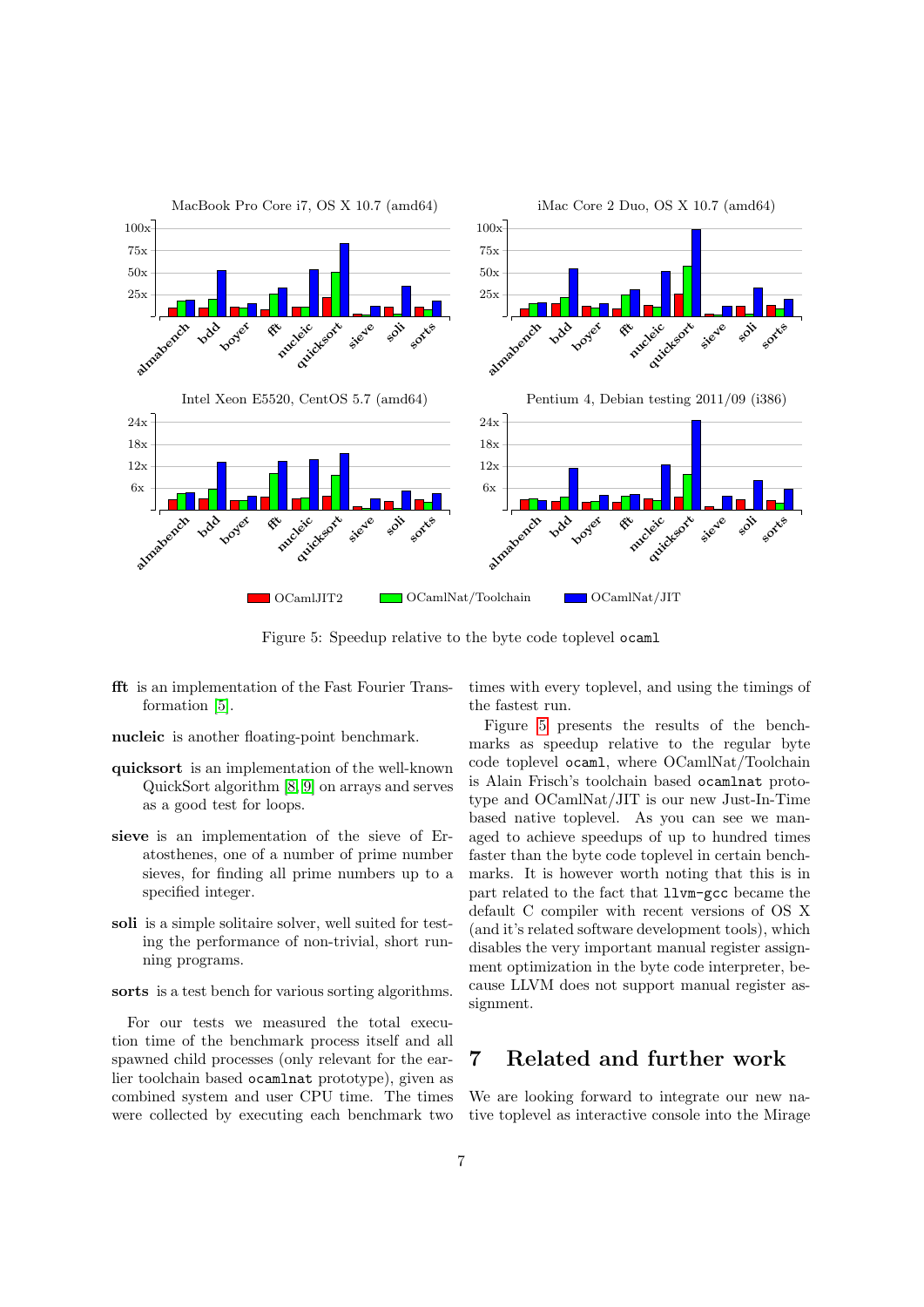Figure 5: Speedup relative to the byte code toplevel `ocaml`

**fft** is an implementation of the Fast Fourier Transformation [5].

**nucleic** is another floating-point benchmark.

**quicksort** is an implementation of the well-known QuickSort algorithm [8, 9] on arrays and serves as a good test for loops.

**sieve** is an implementation of the sieve of Eratosthenes, one of a number of prime number sieves, for finding all prime numbers up to a specified integer.

**soli** is a simple solitaire solver, well suited for testing the performance of non-trivial, short running programs.

**sorts** is a test bench for various sorting algorithms.

For our tests we measured the total execution time of the benchmark process itself and all spawned child processes (only relevant for the earlier toolchain based `ocamlnat` prototype), given as combined system and user CPU time. The times were collected by executing each benchmark two times with every toplevel, and using the timings of the fastest run.

Figure 5 presents the results of the benchmarks as speedup relative to the regular byte code toplevel `ocaml`, where OCamlNat/Toolchain is Alain Frisch's toolchain based `ocamlnat` prototype and OCamlNat/JIT is our new Just-In-Time based native toplevel. As you can see we managed to achieve speedups of up to hundred times faster than the byte code toplevel in certain benchmarks. It is however worth noting that this is in part related to the fact that `llvm-gcc` became the default C compiler with recent versions of OS X (and it's related software development tools), which disables the very important manual register assignment optimization in the byte code interpreter, because LLVM does not support manual register assignment.

# 7 Related and further work

We are looking forward to integrate our new native toplevel as interactive console into the Mirage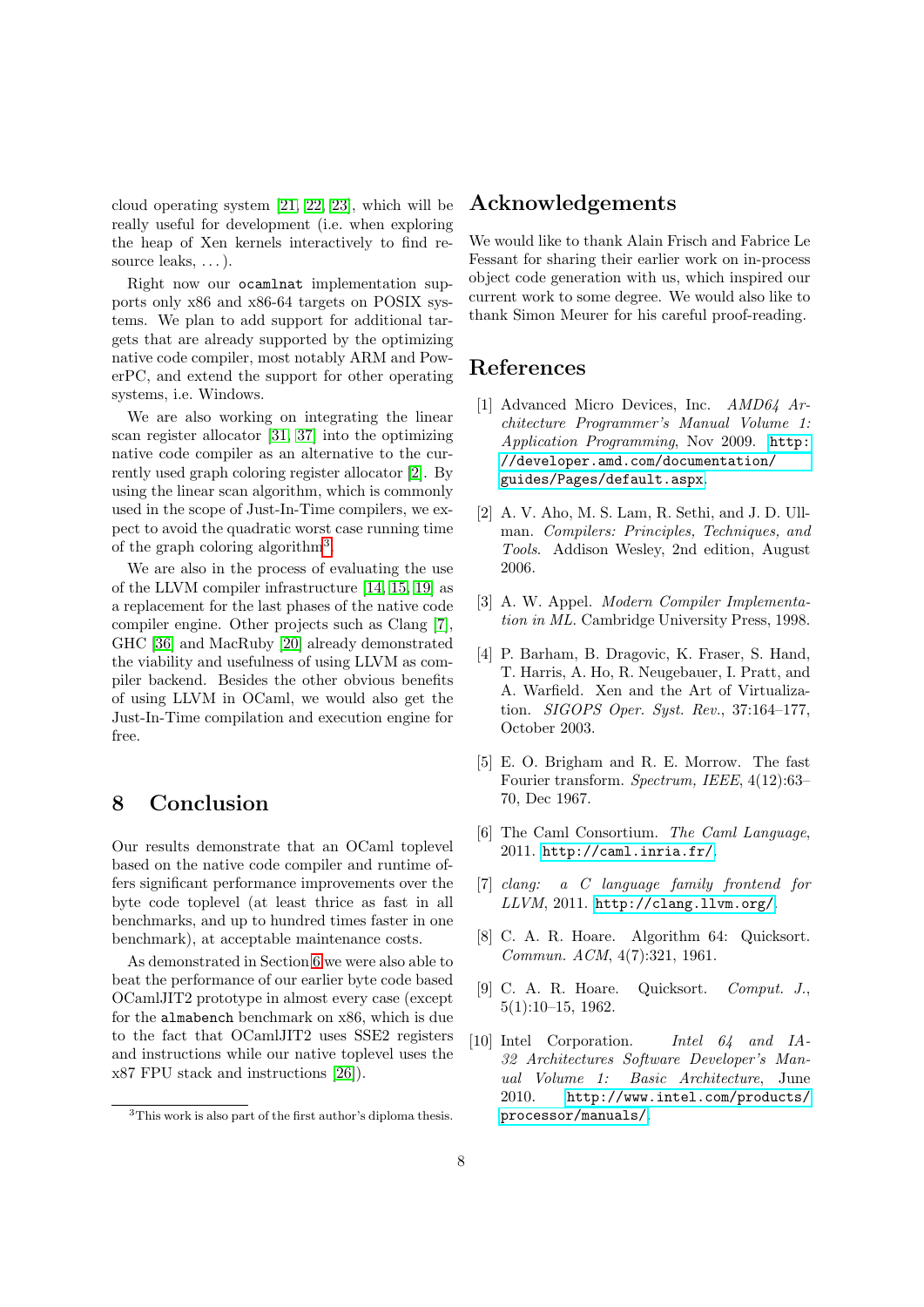cloud operating system [21, 22, 23], which will be really useful for development (i.e. when exploring the heap of Xen kernels interactively to find resource leaks, . . . ).

Right now our `ocamlnat` implementation supports only x86 and x86-64 targets on POSIX systems. We plan to add support for additional targets that are already supported by the optimizing native code compiler, most notably ARM and PowerPC, and extend the support for other operating systems, i.e. Windows.

We are also working on integrating the linear scan register allocator [31, 37] into the optimizing native code compiler as an alternative to the currently used graph coloring register allocator [2]. By using the linear scan algorithm, which is commonly used in the scope of Just-In-Time compilers, we expect to avoid the quadratic worst case running time of the graph coloring algorithm[3].

We are also in the process of evaluating the use of the LLVM compiler infrastructure [14, 15, 19] as a replacement for the last phases of the native code compiler engine. Other projects such as Clang [7], GHC [36] and MacRuby [20] already demonstrated the viability and usefulness of using LLVM as compiler backend. Besides the other obvious benefits of using LLVM in OCaml, we would also get the Just-In-Time compilation and execution engine for free.

## 8 Conclusion

Our results demonstrate that an OCaml toplevel based on the native code compiler and runtime offers significant performance improvements over the byte code toplevel (at least thrice as fast in all benchmarks, and up to hundred times faster in one benchmark), at acceptable maintenance costs.

As demonstrated in Section 6 we were also able to beat the performance of our earlier byte code based OCamlJIT2 prototype in almost every case (except for the `almabench` benchmark on x86, which is due to the fact that OCamlJIT2 uses SSE2 registers and instructions while our native toplevel uses the x87 FPU stack and instructions [26]).

[3] This work is also part of the first author's diploma thesis.

## Acknowledgements

We would like to thank Alain Frisch and Fabrice Le Fessant for sharing their earlier work on in-process object code generation with us, which inspired our current work to some degree. We would also like to thank Simon Meurer for his careful proof-reading.

## References

[1] Advanced Micro Devices, Inc. *AMD64 Architecture Programmer's Manual Volume 1: Application Programming*, Nov 2009. http://developer.amd.com/documentation/guides/Pages/default.aspx.

[2] A. V. Aho, M. S. Lam, R. Sethi, and J. D. Ullman. *Compilers: Principles, Techniques, and Tools*. Addison Wesley, 2nd edition, August 2006.

[3] A. W. Appel. *Modern Compiler Implementation in ML*. Cambridge University Press, 1998.

[4] P. Barham, B. Dragovic, K. Fraser, S. Hand, T. Harris, A. Ho, R. Neugebauer, I. Pratt, and A. Warfield. Xen and the Art of Virtualization. *SIGOPS Oper. Syst. Rev.*, 37:164–177, October 2003.

[5] E. O. Brigham and R. E. Morrow. The fast Fourier transform. *Spectrum, IEEE*, 4(12):63–70, Dec 1967.

[6] The Caml Consortium. *The Caml Language*, 2011. http://caml.inria.fr/.

[7] *clang: a C language family frontend for LLVM*, 2011. http://clang.llvm.org/.

[8] C. A. R. Hoare. Algorithm 64: Quicksort. *Commun. ACM*, 4(7):321, 1961.

[9] C. A. R. Hoare. Quicksort. *Comput. J.*, 5(1):10–15, 1962.

[10] Intel Corporation. *Intel 64 and IA-32 Architectures Software Developer's Manual Volume 1: Basic Architecture*, June 2010. http://www.intel.com/products/processor/manuals/.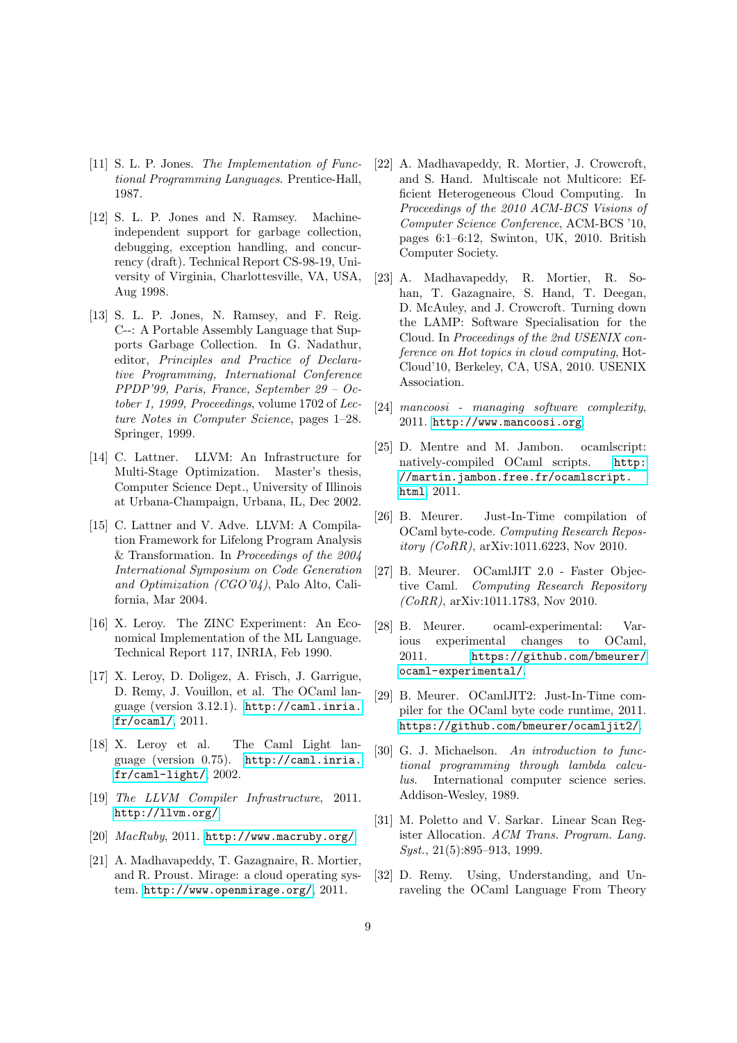[11] S. L. P. Jones. *The Implementation of Functional Programming Languages*. Prentice-Hall, 1987.

[12] S. L. P. Jones and N. Ramsey. Machine-independent support for garbage collection, debugging, exception handling, and concurrency (draft). Technical Report CS-98-19, University of Virginia, Charlottesville, VA, USA, Aug 1998.

[13] S. L. P. Jones, N. Ramsey, and F. Reig. C--: A Portable Assembly Language that Supports Garbage Collection. In G. Nadathur, editor, *Principles and Practice of Declarative Programming, International Conference PPDP'99, Paris, France, September 29 – October 1, 1999, Proceedings*, volume 1702 of *Lecture Notes in Computer Science*, pages 1–28. Springer, 1999.

[14] C. Lattner. LLVM: An Infrastructure for Multi-Stage Optimization. Master's thesis, Computer Science Dept., University of Illinois at Urbana-Champaign, Urbana, IL, Dec 2002.

[15] C. Lattner and V. Adve. LLVM: A Compilation Framework for Lifelong Program Analysis & Transformation. In *Proceedings of the 2004 International Symposium on Code Generation and Optimization (CGO'04)*, Palo Alto, California, Mar 2004.

[16] X. Leroy. The ZINC Experiment: An Economical Implementation of the ML Language. Technical Report 117, INRIA, Feb 1990.

[17] X. Leroy, D. Doligez, A. Frisch, J. Garrigue, D. Remy, J. Vouillon, et al. The OCaml language (version 3.12.1). http://caml.inria.fr/ocaml/, 2011.

[18] X. Leroy et al. The Caml Light language (version 0.75). http://caml.inria.fr/caml-light/, 2002.

[19] *The LLVM Compiler Infrastructure*, 2011. http://llvm.org/.

[20] *MacRuby*, 2011. http://www.macruby.org/.

[21] A. Madhavapeddy, T. Gazagnaire, R. Mortier, and R. Proust. Mirage: a cloud operating system. http://www.openmirage.org/, 2011.

[22] A. Madhavapeddy, R. Mortier, J. Crowcroft, and S. Hand. Multiscale not Multicore: Efficient Heterogeneous Cloud Computing. In *Proceedings of the 2010 ACM-BCS Visions of Computer Science Conference*, ACM-BCS '10, pages 6:1–6:12, Swinton, UK, 2010. British Computer Society.

[23] A. Madhavapeddy, R. Mortier, R. Sohan, T. Gazagnaire, S. Hand, T. Deegan, D. McAuley, and J. Crowcroft. Turning down the LAMP: Software Specialisation for the Cloud. In *Proceedings of the 2nd USENIX conference on Hot topics in cloud computing*, HotCloud'10, Berkeley, CA, USA, 2010. USENIX Association.

[24] *mancoosi - managing software complexity*, 2011. http://www.mancoosi.org.

[25] D. Mentre and M. Jambon. ocamlscript: natively-compiled OCaml scripts. http://martin.jambon.free.fr/ocamlscript.html, 2011.

[26] B. Meurer. Just-In-Time compilation of OCaml byte-code. *Computing Research Repository (CoRR)*, arXiv:1011.6223, Nov 2010.

[27] B. Meurer. OCamlJIT 2.0 - Faster Objective Caml. *Computing Research Repository (CoRR)*, arXiv:1011.1783, Nov 2010.

[28] B. Meurer. ocaml-experimental: Various experimental changes to OCaml, 2011. https://github.com/bmeurer/ocaml-experimental/.

[29] B. Meurer. OCamlJIT2: Just-In-Time compiler for the OCaml byte code runtime, 2011. https://github.com/bmeurer/ocamljit2/.

[30] G. J. Michaelson. *An introduction to functional programming through lambda calculus*. International computer science series. Addison-Wesley, 1989.

[31] M. Poletto and V. Sarkar. Linear Scan Register Allocation. *ACM Trans. Program. Lang. Syst.*, 21(5):895–913, 1999.

[32] D. Remy. Using, Understanding, and Unraveling the OCaml Language From Theory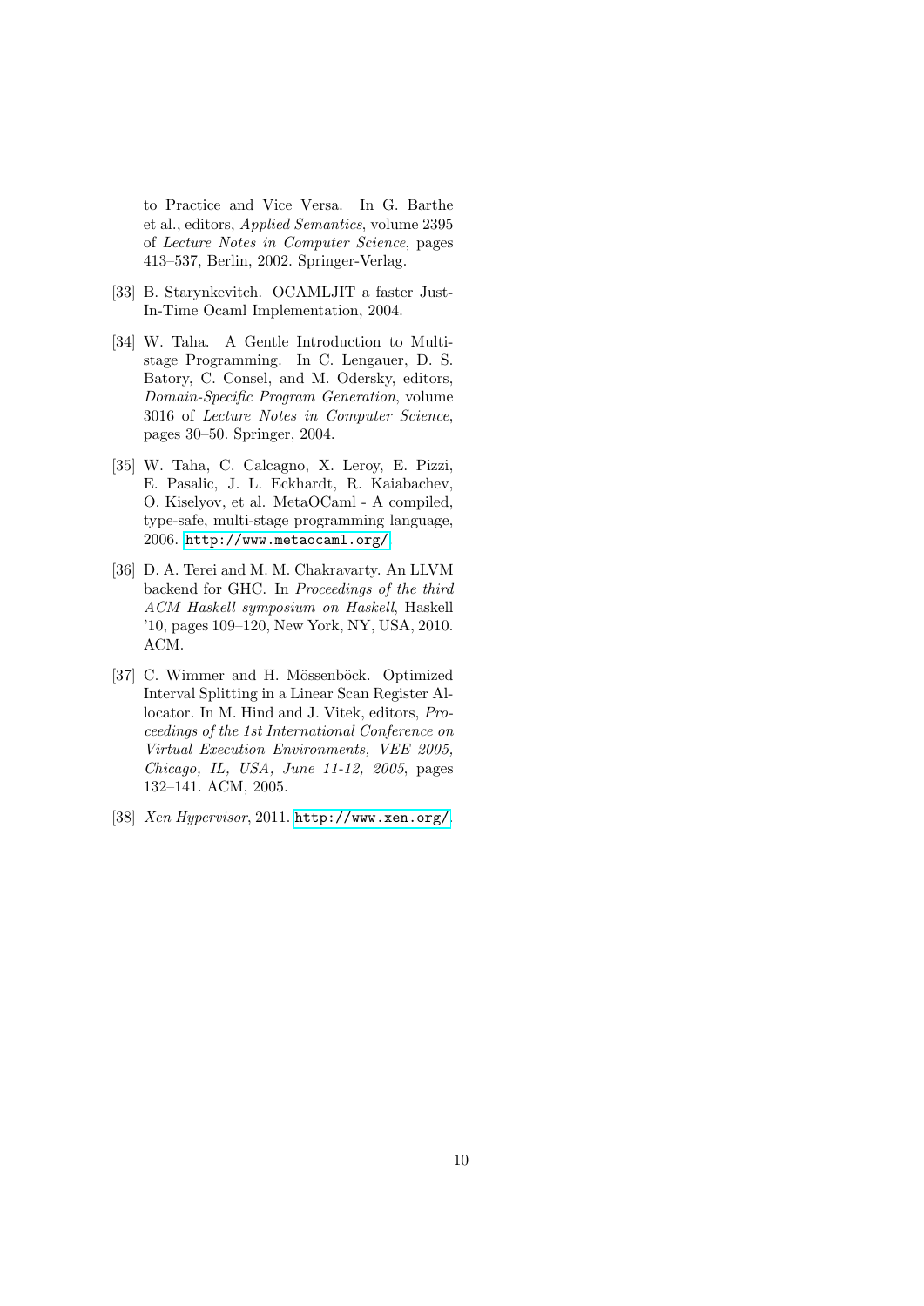to Practice and Vice Versa. In G. Barthe et al., editors, *Applied Semantics*, volume 2395 of *Lecture Notes in Computer Science*, pages 413–537, Berlin, 2002. Springer-Verlag.

[33] B. Starynkevitch. OCAMLJIT a faster Just-In-Time Ocaml Implementation, 2004.

[34] W. Taha. A Gentle Introduction to Multi-stage Programming. In C. Lengauer, D. S. Batory, C. Consel, and M. Odersky, editors, *Domain-Specific Program Generation*, volume 3016 of *Lecture Notes in Computer Science*, pages 30–50. Springer, 2004.

[35] W. Taha, C. Calcagno, X. Leroy, E. Pizzi, E. Pasalic, J. L. Eckhardt, R. Kaiabachev, O. Kiselyov, et al. MetaOCaml - A compiled, type-safe, multi-stage programming language, 2006. http://www.metaocaml.org/.

[36] D. A. Terei and M. M. Chakravarty. An LLVM backend for GHC. In *Proceedings of the third ACM Haskell symposium on Haskell*, Haskell '10, pages 109–120, New York, NY, USA, 2010. ACM.

[37] C. Wimmer and H. Mössenböck. Optimized Interval Splitting in a Linear Scan Register Allocator. In M. Hind and J. Vitek, editors, *Proceedings of the 1st International Conference on Virtual Execution Environments, VEE 2005, Chicago, IL, USA, June 11-12, 2005*, pages 132–141. ACM, 2005.

[38] *Xen Hypervisor*, 2011. http://www.xen.org/.